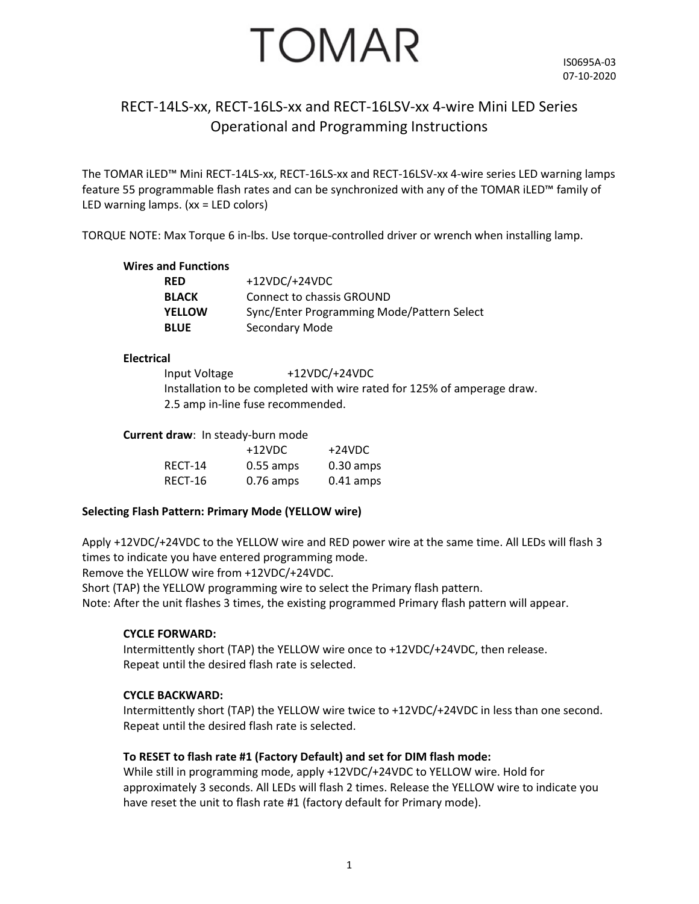# TOMAR

IS0695A-03
07-10-2020

## RECT-14LS-xx, RECT-16LS-xx and RECT-16LSV-xx 4-wire Mini LED Series Operational and Programming Instructions

The TOMAR iLED™ Mini RECT-14LS-xx, RECT-16LS-xx and RECT-16LSV-xx 4-wire series LED warning lamps feature 55 programmable flash rates and can be synchronized with any of the TOMAR iLED™ family of LED warning lamps. (xx = LED colors)

TORQUE NOTE: Max Torque 6 in-lbs. Use torque-controlled driver or wrench when installing lamp.

**Wires and Functions**

| Wire | Function |
|---|---|
| **RED** | +12VDC/+24VDC |
| **BLACK** | Connect to chassis GROUND |
| **YELLOW** | Sync/Enter Programming Mode/Pattern Select |
| **BLUE** | Secondary Mode |

**Electrical**

Input Voltage +12VDC/+24VDC
Installation to be completed with wire rated for 125% of amperage draw.
2.5 amp in-line fuse recommended.

**Current draw**: In steady-burn mode

| | +12VDC | +24VDC |
|---|---|---|
| RECT-14 | 0.55 amps | 0.30 amps |
| RECT-16 | 0.76 amps | 0.41 amps |

**Selecting Flash Pattern: Primary Mode (YELLOW wire)**

Apply +12VDC/+24VDC to the YELLOW wire and RED power wire at the same time. All LEDs will flash 3 times to indicate you have entered programming mode.
Remove the YELLOW wire from +12VDC/+24VDC.
Short (TAP) the YELLOW programming wire to select the Primary flash pattern.
Note: After the unit flashes 3 times, the existing programmed Primary flash pattern will appear.

**CYCLE FORWARD:**
Intermittently short (TAP) the YELLOW wire once to +12VDC/+24VDC, then release.
Repeat until the desired flash rate is selected.

**CYCLE BACKWARD:**
Intermittently short (TAP) the YELLOW wire twice to +12VDC/+24VDC in less than one second.
Repeat until the desired flash rate is selected.

**To RESET to flash rate #1 (Factory Default) and set for DIM flash mode:**
While still in programming mode, apply +12VDC/+24VDC to YELLOW wire. Hold for approximately 3 seconds. All LEDs will flash 2 times. Release the YELLOW wire to indicate you have reset the unit to flash rate #1 (factory default for Primary mode).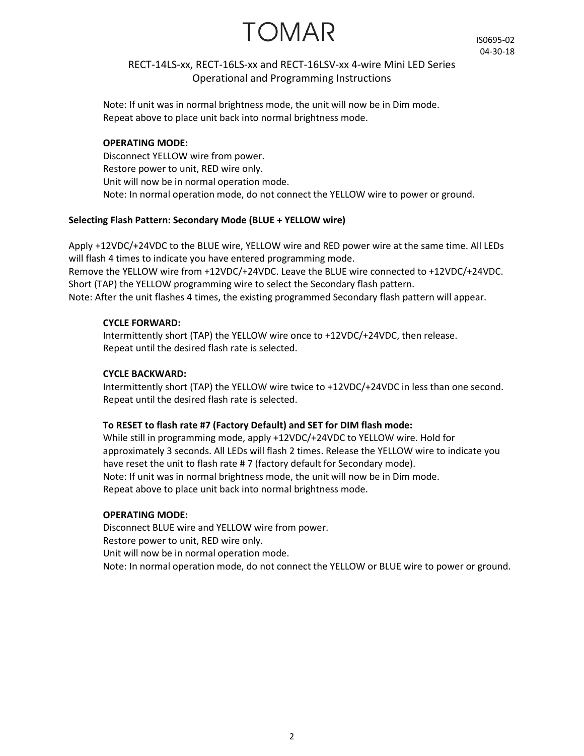Note: If unit was in normal brightness mode, the unit will now be in Dim mode.
Repeat above to place unit back into normal brightness mode.

**OPERATING MODE:**
Disconnect YELLOW wire from power.
Restore power to unit, RED wire only.
Unit will now be in normal operation mode.
Note: In normal operation mode, do not connect the YELLOW wire to power or ground.

**Selecting Flash Pattern: Secondary Mode (BLUE + YELLOW wire)**

Apply +12VDC/+24VDC to the BLUE wire, YELLOW wire and RED power wire at the same time. All LEDs will flash 4 times to indicate you have entered programming mode.
Remove the YELLOW wire from +12VDC/+24VDC. Leave the BLUE wire connected to +12VDC/+24VDC.
Short (TAP) the YELLOW programming wire to select the Secondary flash pattern.
Note: After the unit flashes 4 times, the existing programmed Secondary flash pattern will appear.

**CYCLE FORWARD:**
Intermittently short (TAP) the YELLOW wire once to +12VDC/+24VDC, then release.
Repeat until the desired flash rate is selected.

**CYCLE BACKWARD:**
Intermittently short (TAP) the YELLOW wire twice to +12VDC/+24VDC in less than one second.
Repeat until the desired flash rate is selected.

**To RESET to flash rate #7 (Factory Default) and SET for DIM flash mode:**
While still in programming mode, apply +12VDC/+24VDC to YELLOW wire. Hold for approximately 3 seconds. All LEDs will flash 2 times. Release the YELLOW wire to indicate you have reset the unit to flash rate # 7 (factory default for Secondary mode).
Note: If unit was in normal brightness mode, the unit will now be in Dim mode.
Repeat above to place unit back into normal brightness mode.

**OPERATING MODE:**
Disconnect BLUE wire and YELLOW wire from power.
Restore power to unit, RED wire only.
Unit will now be in normal operation mode.
Note: In normal operation mode, do not connect the YELLOW or BLUE wire to power or ground.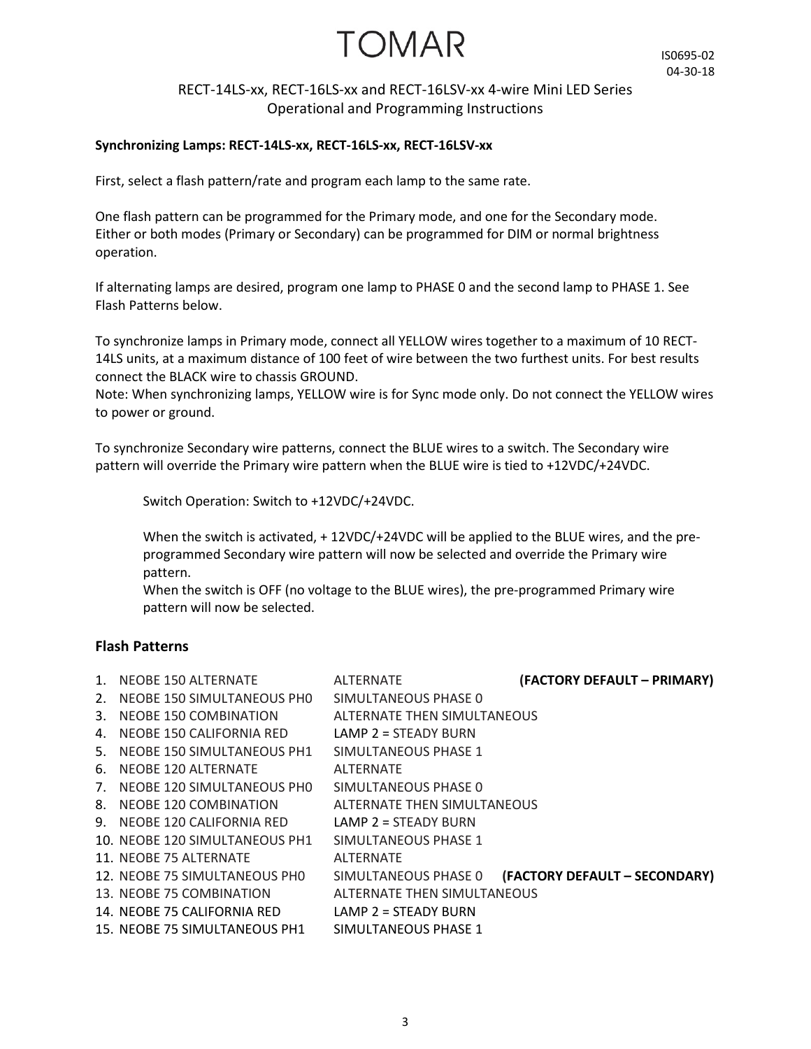# RECT-14LS-xx, RECT-16LS-xx and RECT-16LSV-xx 4-wire Mini LED Series Operational and Programming Instructions

**Synchronizing Lamps: RECT-14LS-xx, RECT-16LS-xx, RECT-16LSV-xx**

First, select a flash pattern/rate and program each lamp to the same rate.

One flash pattern can be programmed for the Primary mode, and one for the Secondary mode. Either or both modes (Primary or Secondary) can be programmed for DIM or normal brightness operation.

If alternating lamps are desired, program one lamp to PHASE 0 and the second lamp to PHASE 1. See Flash Patterns below.

To synchronize lamps in Primary mode, connect all YELLOW wires together to a maximum of 10 RECT-14LS units, at a maximum distance of 100 feet of wire between the two furthest units. For best results connect the BLACK wire to chassis GROUND.
Note: When synchronizing lamps, YELLOW wire is for Sync mode only. Do not connect the YELLOW wires to power or ground.

To synchronize Secondary wire patterns, connect the BLUE wires to a switch. The Secondary wire pattern will override the Primary wire pattern when the BLUE wire is tied to +12VDC/+24VDC.

> Switch Operation: Switch to +12VDC/+24VDC.
>
> When the switch is activated, + 12VDC/+24VDC will be applied to the BLUE wires, and the pre-programmed Secondary wire pattern will now be selected and override the Primary wire pattern.
> When the switch is OFF (no voltage to the BLUE wires), the pre-programmed Primary wire pattern will now be selected.

## Flash Patterns

| # | Pattern | Description | Default |
|---|---|---|---|
| 1. | NEOBE 150 ALTERNATE | ALTERNATE | **(FACTORY DEFAULT – PRIMARY)** |
| 2. | NEOBE 150 SIMULTANEOUS PH0 | SIMULTANEOUS PHASE 0 | |
| 3. | NEOBE 150 COMBINATION | ALTERNATE THEN SIMULTANEOUS | |
| 4. | NEOBE 150 CALIFORNIA RED | LAMP 2 = STEADY BURN | |
| 5. | NEOBE 150 SIMULTANEOUS PH1 | SIMULTANEOUS PHASE 1 | |
| 6. | NEOBE 120 ALTERNATE | ALTERNATE | |
| 7. | NEOBE 120 SIMULTANEOUS PH0 | SIMULTANEOUS PHASE 0 | |
| 8. | NEOBE 120 COMBINATION | ALTERNATE THEN SIMULTANEOUS | |
| 9. | NEOBE 120 CALIFORNIA RED | LAMP 2 = STEADY BURN | |
| 10. | NEOBE 120 SIMULTANEOUS PH1 | SIMULTANEOUS PHASE 1 | |
| 11. | NEOBE 75 ALTERNATE | ALTERNATE | |
| 12. | NEOBE 75 SIMULTANEOUS PH0 | SIMULTANEOUS PHASE 0 | **(FACTORY DEFAULT – SECONDARY)** |
| 13. | NEOBE 75 COMBINATION | ALTERNATE THEN SIMULTANEOUS | |
| 14. | NEOBE 75 CALIFORNIA RED | LAMP 2 = STEADY BURN | |
| 15. | NEOBE 75 SIMULTANEOUS PH1 | SIMULTANEOUS PHASE 1 | |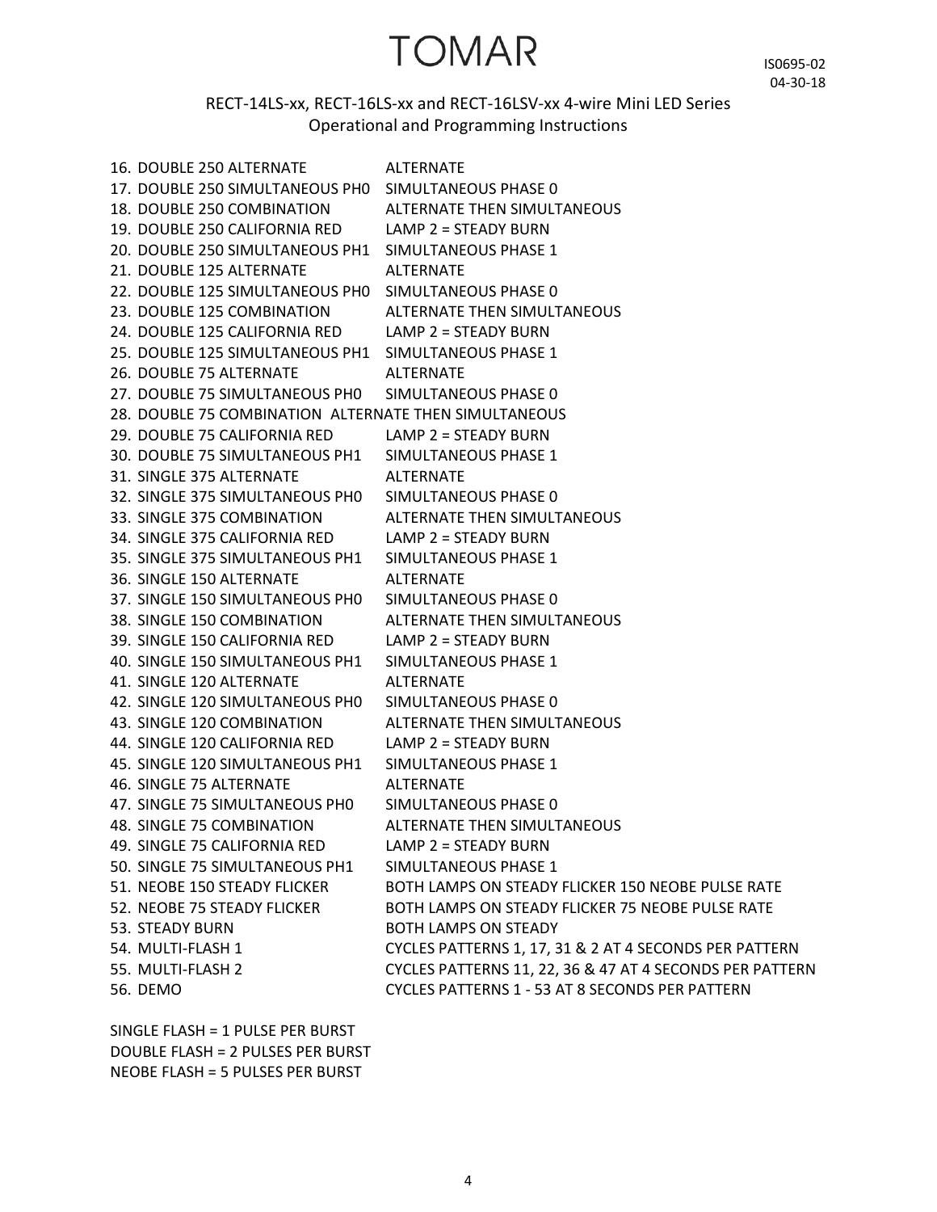# TOMAR

RECT-14LS-xx, RECT-16LS-xx and RECT-16LSV-xx 4-wire Mini LED Series
Operational and Programming Instructions

| | |
|---|---|
| 16. DOUBLE 250 ALTERNATE | ALTERNATE |
| 17. DOUBLE 250 SIMULTANEOUS PH0 | SIMULTANEOUS PHASE 0 |
| 18. DOUBLE 250 COMBINATION | ALTERNATE THEN SIMULTANEOUS |
| 19. DOUBLE 250 CALIFORNIA RED | LAMP 2 = STEADY BURN |
| 20. DOUBLE 250 SIMULTANEOUS PH1 | SIMULTANEOUS PHASE 1 |
| 21. DOUBLE 125 ALTERNATE | ALTERNATE |
| 22. DOUBLE 125 SIMULTANEOUS PH0 | SIMULTANEOUS PHASE 0 |
| 23. DOUBLE 125 COMBINATION | ALTERNATE THEN SIMULTANEOUS |
| 24. DOUBLE 125 CALIFORNIA RED | LAMP 2 = STEADY BURN |
| 25. DOUBLE 125 SIMULTANEOUS PH1 | SIMULTANEOUS PHASE 1 |
| 26. DOUBLE 75 ALTERNATE | ALTERNATE |
| 27. DOUBLE 75 SIMULTANEOUS PH0 | SIMULTANEOUS PHASE 0 |
| 28. DOUBLE 75 COMBINATION | ALTERNATE THEN SIMULTANEOUS |
| 29. DOUBLE 75 CALIFORNIA RED | LAMP 2 = STEADY BURN |
| 30. DOUBLE 75 SIMULTANEOUS PH1 | SIMULTANEOUS PHASE 1 |
| 31. SINGLE 375 ALTERNATE | ALTERNATE |
| 32. SINGLE 375 SIMULTANEOUS PH0 | SIMULTANEOUS PHASE 0 |
| 33. SINGLE 375 COMBINATION | ALTERNATE THEN SIMULTANEOUS |
| 34. SINGLE 375 CALIFORNIA RED | LAMP 2 = STEADY BURN |
| 35. SINGLE 375 SIMULTANEOUS PH1 | SIMULTANEOUS PHASE 1 |
| 36. SINGLE 150 ALTERNATE | ALTERNATE |
| 37. SINGLE 150 SIMULTANEOUS PH0 | SIMULTANEOUS PHASE 0 |
| 38. SINGLE 150 COMBINATION | ALTERNATE THEN SIMULTANEOUS |
| 39. SINGLE 150 CALIFORNIA RED | LAMP 2 = STEADY BURN |
| 40. SINGLE 150 SIMULTANEOUS PH1 | SIMULTANEOUS PHASE 1 |
| 41. SINGLE 120 ALTERNATE | ALTERNATE |
| 42. SINGLE 120 SIMULTANEOUS PH0 | SIMULTANEOUS PHASE 0 |
| 43. SINGLE 120 COMBINATION | ALTERNATE THEN SIMULTANEOUS |
| 44. SINGLE 120 CALIFORNIA RED | LAMP 2 = STEADY BURN |
| 45. SINGLE 120 SIMULTANEOUS PH1 | SIMULTANEOUS PHASE 1 |
| 46. SINGLE 75 ALTERNATE | ALTERNATE |
| 47. SINGLE 75 SIMULTANEOUS PH0 | SIMULTANEOUS PHASE 0 |
| 48. SINGLE 75 COMBINATION | ALTERNATE THEN SIMULTANEOUS |
| 49. SINGLE 75 CALIFORNIA RED | LAMP 2 = STEADY BURN |
| 50. SINGLE 75 SIMULTANEOUS PH1 | SIMULTANEOUS PHASE 1 |
| 51. NEOBE 150 STEADY FLICKER | BOTH LAMPS ON STEADY FLICKER 150 NEOBE PULSE RATE |
| 52. NEOBE 75 STEADY FLICKER | BOTH LAMPS ON STEADY FLICKER 75 NEOBE PULSE RATE |
| 53. STEADY BURN | BOTH LAMPS ON STEADY |
| 54. MULTI-FLASH 1 | CYCLES PATTERNS 1, 17, 31 & 2 AT 4 SECONDS PER PATTERN |
| 55. MULTI-FLASH 2 | CYCLES PATTERNS 11, 22, 36 & 47 AT 4 SECONDS PER PATTERN |
| 56. DEMO | CYCLES PATTERNS 1 - 53 AT 8 SECONDS PER PATTERN |

SINGLE FLASH = 1 PULSE PER BURST
DOUBLE FLASH = 2 PULSES PER BURST
NEOBE FLASH = 5 PULSES PER BURST